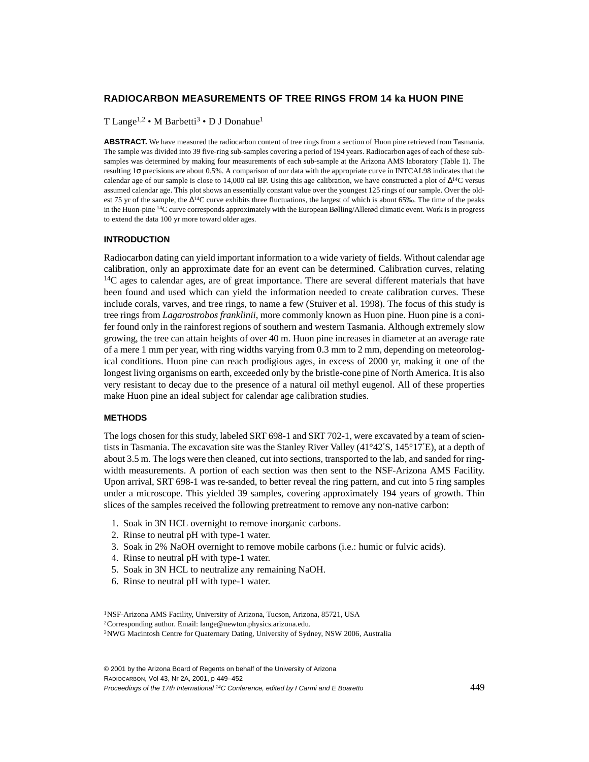# RADIOCARBON MEASUREMENTS OF TREE RINGS FROM 14 ka HUON PINE

T Lange[1,2] • M Barbetti[3] • D J Donahue[1]

**ABSTRACT.** We have measured the radiocarbon content of tree rings from a section of Huon pine retrieved from Tasmania. The sample was divided into 39 five-ring sub-samples covering a period of 194 years. Radiocarbon ages of each of these sub-samples was determined by making four measurements of each sub-sample at the Arizona AMS laboratory (Table 1). The resulting 1σ precisions are about 0.5%. A comparison of our data with the appropriate curve in INTCAL98 indicates that the calendar age of our sample is close to 14,000 cal BP. Using this age calibration, we have constructed a plot of $\Delta^{14}C$ versus assumed calendar age. This plot shows an essentially constant value over the youngest 125 rings of our sample. Over the oldest 75 yr of the sample, the $\Delta^{14}C$ curve exhibits three fluctuations, the largest of which is about 65‰. The time of the peaks in the Huon-pine $^{14}C$ curve corresponds approximately with the European Bølling/Allerød climatic event. Work is in progress to extend the data 100 yr more toward older ages.

## INTRODUCTION

Radiocarbon dating can yield important information to a wide variety of fields. Without calendar age calibration, only an approximate date for an event can be determined. Calibration curves, relating $^{14}C$ ages to calendar ages, are of great importance. There are several different materials that have been found and used which can yield the information needed to create calibration curves. These include corals, varves, and tree rings, to name a few (Stuiver et al. 1998). The focus of this study is tree rings from *Lagarostrobos franklinii*, more commonly known as Huon pine. Huon pine is a conifer found only in the rainforest regions of southern and western Tasmania. Although extremely slow growing, the tree can attain heights of over 40 m. Huon pine increases in diameter at an average rate of a mere 1 mm per year, with ring widths varying from 0.3 mm to 2 mm, depending on meteorological conditions. Huon pine can reach prodigious ages, in excess of 2000 yr, making it one of the longest living organisms on earth, exceeded only by the bristle-cone pine of North America. It is also very resistant to decay due to the presence of a natural oil methyl eugenol. All of these properties make Huon pine an ideal subject for calendar age calibration studies.

## METHODS

The logs chosen for this study, labeled SRT 698-1 and SRT 702-1, were excavated by a team of scientists in Tasmania. The excavation site was the Stanley River Valley (41°42′S, 145°17′E), at a depth of about 3.5 m. The logs were then cleaned, cut into sections, transported to the lab, and sanded for ring-width measurements. A portion of each section was then sent to the NSF-Arizona AMS Facility. Upon arrival, SRT 698-1 was re-sanded, to better reveal the ring pattern, and cut into 5 ring samples under a microscope. This yielded 39 samples, covering approximately 194 years of growth. Thin slices of the samples received the following pretreatment to remove any non-native carbon:

1. Soak in 3N HCL overnight to remove inorganic carbons.
2. Rinse to neutral pH with type-1 water.
3. Soak in 2% NaOH overnight to remove mobile carbons (i.e.: humic or fulvic acids).
4. Rinse to neutral pH with type-1 water.
5. Soak in 3N HCL to neutralize any remaining NaOH.
6. Rinse to neutral pH with type-1 water.

[1]NSF-Arizona AMS Facility, University of Arizona, Tucson, Arizona, 85721, USA
[2]Corresponding author. Email: lange@newton.physics.arizona.edu.
[3]NWG Macintosh Centre for Quaternary Dating, University of Sydney, NSW 2006, Australia

© 2001 by the Arizona Board of Regents on behalf of the University of Arizona
Radiocarbon, Vol 43, Nr 2A, 2001, p 449–452
*Proceedings of the 17th International $^{14}C$ Conference, edited by I Carmi and E Boaretto*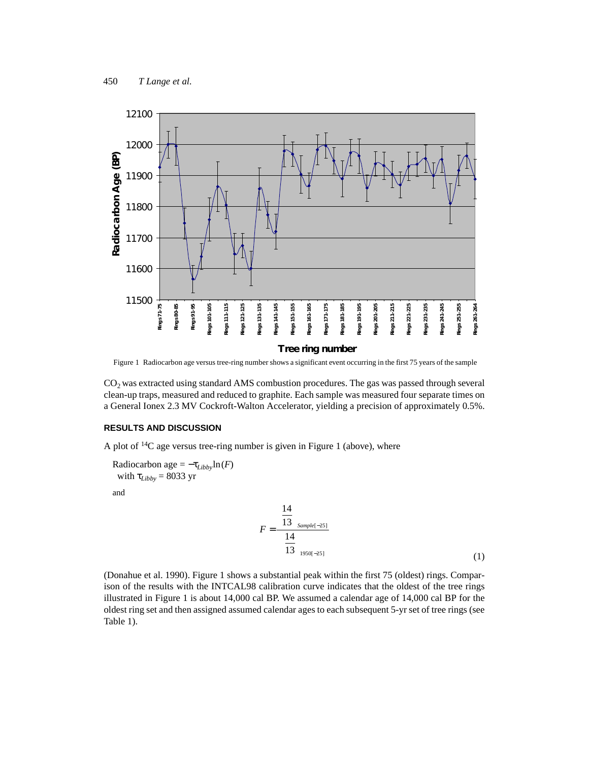Figure 1 Radiocarbon age versus tree-ring number shows a significant event occurring in the first 75 years of the sample

$CO_2$ was extracted using standard AMS combustion procedures. The gas was passed through several clean-up traps, measured and reduced to graphite. Each sample was measured four separate times on a General Ionex 2.3 MV Cockroft-Walton Accelerator, yielding a precision of approximately 0.5%.

## RESULTS AND DISCUSSION

A plot of $^{14}C$ age versus tree-ring number is given in Figure 1 (above), where

Radiocarbon age $= -\tau_{Libby} \ln(F)$
with $\tau_{Libby} = 8033$ yr

and

$$F = \frac{\left(\frac{14}{13}\right)_{Sample[-25]}}{\left(\frac{14}{13}\right)_{1950[-25]}} \tag{1}$$

(Donahue et al. 1990). Figure 1 shows a substantial peak within the first 75 (oldest) rings. Comparison of the results with the INTCAL98 calibration curve indicates that the oldest of the tree rings illustrated in Figure 1 is about 14,000 cal BP. We assumed a calendar age of 14,000 cal BP for the oldest ring set and then assigned assumed calendar ages to each subsequent 5-yr set of tree rings (see Table 1).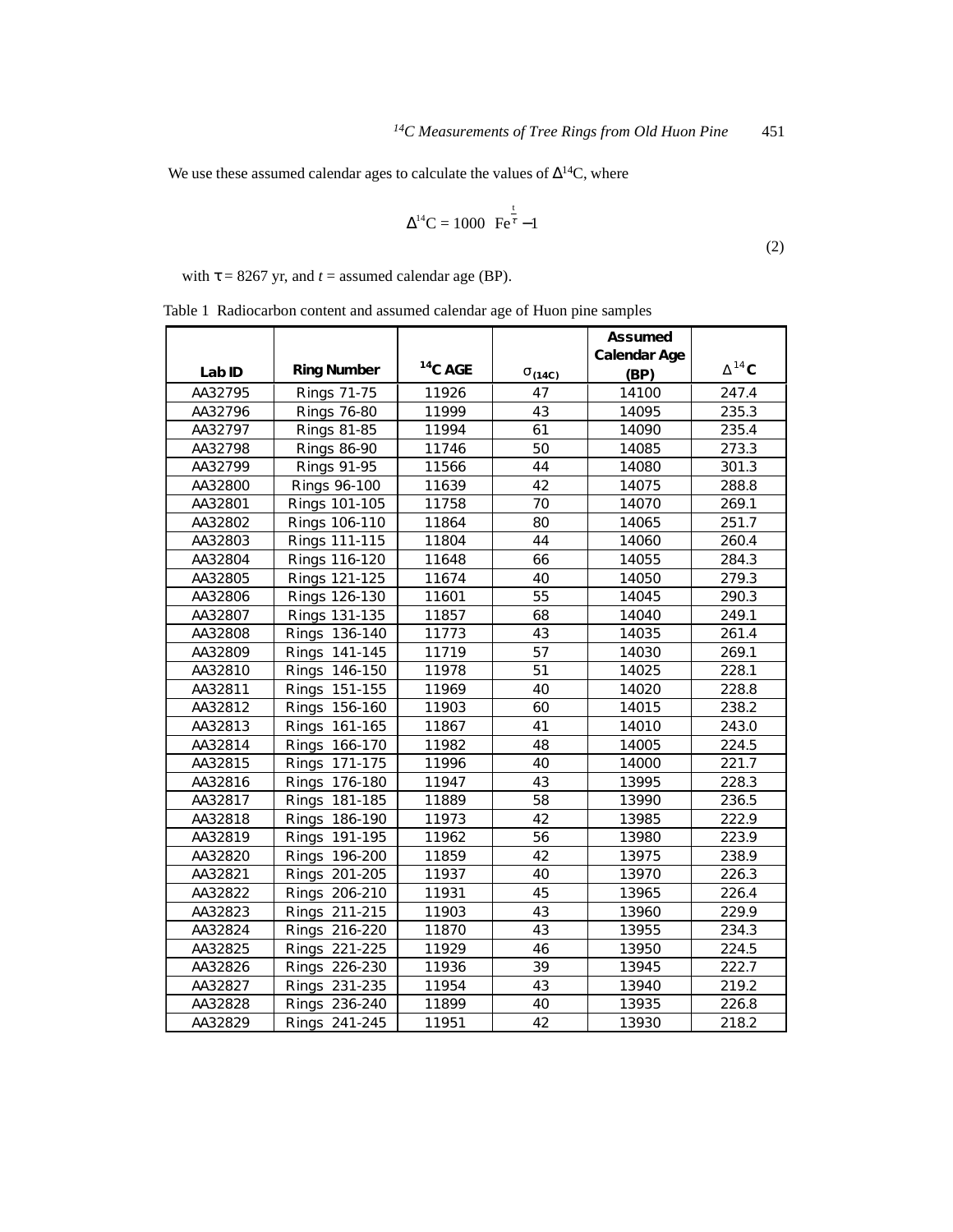We use these assumed calendar ages to calculate the values of $\Delta^{14}C$, where

$$\Delta^{14}C = 1000 \left( Fe^{\frac{t}{\tau}} - 1 \right) \tag{2}$$

with $\tau = 8267$ yr, and $t$ = assumed calendar age (BP).

Table 1 Radiocarbon content and assumed calendar age of Huon pine samples

| Lab ID | Ring Number | $^{14}C$ AGE | $\sigma_{(14C)}$ | Assumed Calendar Age (BP) | $\Delta^{14}C$ |
|---|---|---|---|---|---|
| AA32795 | Rings 71-75 | 11926 | 47 | 14100 | 247.4 |
| AA32796 | Rings 76-80 | 11999 | 43 | 14095 | 235.3 |
| AA32797 | Rings 81-85 | 11994 | 61 | 14090 | 235.4 |
| AA32798 | Rings 86-90 | 11746 | 50 | 14085 | 273.3 |
| AA32799 | Rings 91-95 | 11566 | 44 | 14080 | 301.3 |
| AA32800 | Rings 96-100 | 11639 | 42 | 14075 | 288.8 |
| AA32801 | Rings 101-105 | 11758 | 70 | 14070 | 269.1 |
| AA32802 | Rings 106-110 | 11864 | 80 | 14065 | 251.7 |
| AA32803 | Rings 111-115 | 11804 | 44 | 14060 | 260.4 |
| AA32804 | Rings 116-120 | 11648 | 66 | 14055 | 284.3 |
| AA32805 | Rings 121-125 | 11674 | 40 | 14050 | 279.3 |
| AA32806 | Rings 126-130 | 11601 | 55 | 14045 | 290.3 |
| AA32807 | Rings 131-135 | 11857 | 68 | 14040 | 249.1 |
| AA32808 | Rings 136-140 | 11773 | 43 | 14035 | 261.4 |
| AA32809 | Rings 141-145 | 11719 | 57 | 14030 | 269.1 |
| AA32810 | Rings 146-150 | 11978 | 51 | 14025 | 228.1 |
| AA32811 | Rings 151-155 | 11969 | 40 | 14020 | 228.8 |
| AA32812 | Rings 156-160 | 11903 | 60 | 14015 | 238.2 |
| AA32813 | Rings 161-165 | 11867 | 41 | 14010 | 243.0 |
| AA32814 | Rings 166-170 | 11982 | 48 | 14005 | 224.5 |
| AA32815 | Rings 171-175 | 11996 | 40 | 14000 | 221.7 |
| AA32816 | Rings 176-180 | 11947 | 43 | 13995 | 228.3 |
| AA32817 | Rings 181-185 | 11889 | 58 | 13990 | 236.5 |
| AA32818 | Rings 186-190 | 11973 | 42 | 13985 | 222.9 |
| AA32819 | Rings 191-195 | 11962 | 56 | 13980 | 223.9 |
| AA32820 | Rings 196-200 | 11859 | 42 | 13975 | 238.9 |
| AA32821 | Rings 201-205 | 11937 | 40 | 13970 | 226.3 |
| AA32822 | Rings 206-210 | 11931 | 45 | 13965 | 226.4 |
| AA32823 | Rings 211-215 | 11903 | 43 | 13960 | 229.9 |
| AA32824 | Rings 216-220 | 11870 | 43 | 13955 | 234.3 |
| AA32825 | Rings 221-225 | 11929 | 46 | 13950 | 224.5 |
| AA32826 | Rings 226-230 | 11936 | 39 | 13945 | 222.7 |
| AA32827 | Rings 231-235 | 11954 | 43 | 13940 | 219.2 |
| AA32828 | Rings 236-240 | 11899 | 40 | 13935 | 226.8 |
| AA32829 | Rings 241-245 | 11951 | 42 | 13930 | 218.2 |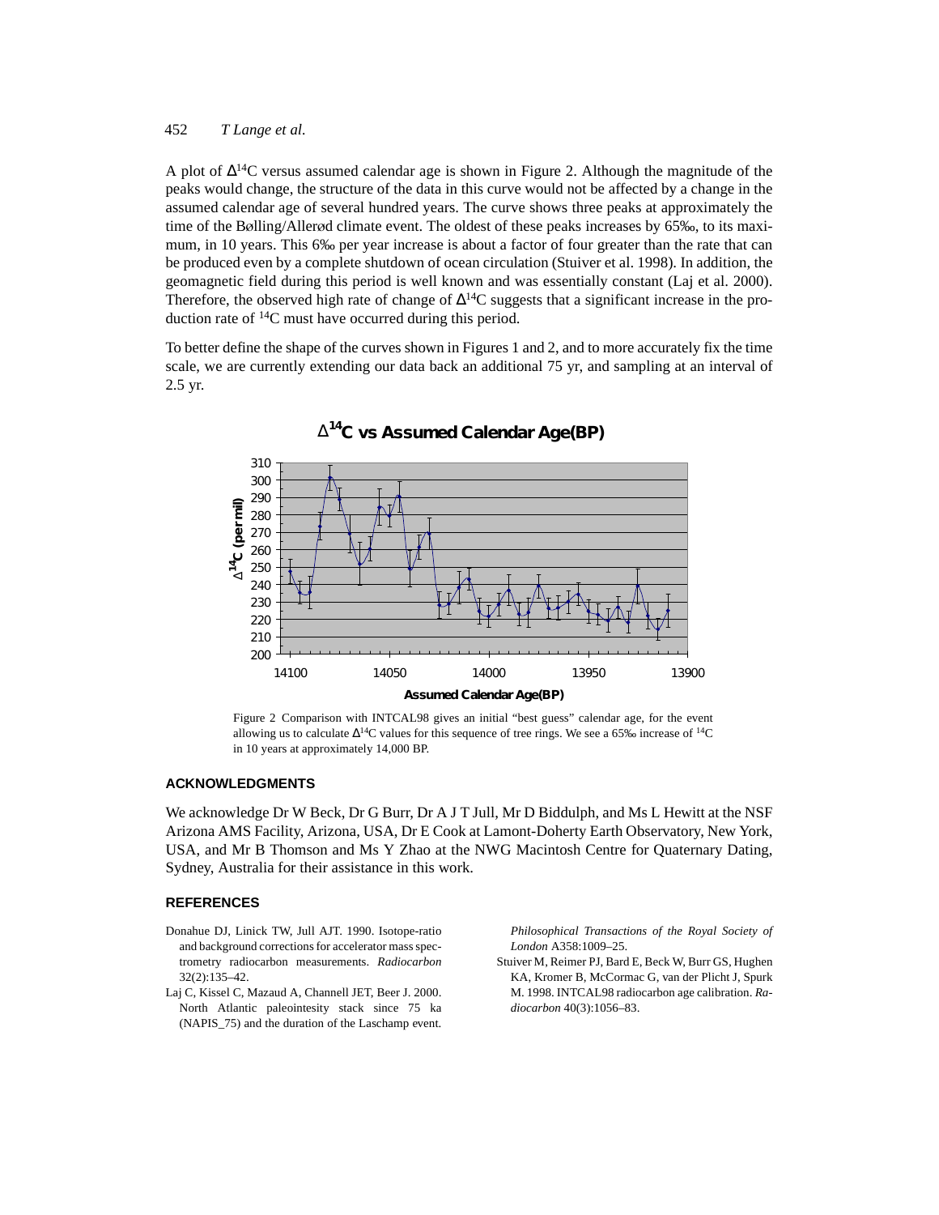A plot of $\Delta^{14}C$ versus assumed calendar age is shown in Figure 2. Although the magnitude of the peaks would change, the structure of the data in this curve would not be affected by a change in the assumed calendar age of several hundred years. The curve shows three peaks at approximately the time of the Bølling/Allerød climate event. The oldest of these peaks increases by 65‰, to its maximum, in 10 years. This 6‰ per year increase is about a factor of four greater than the rate that can be produced even by a complete shutdown of ocean circulation (Stuiver et al. 1998). In addition, the geomagnetic field during this period is well known and was essentially constant (Laj et al. 2000). Therefore, the observed high rate of change of $\Delta^{14}C$ suggests that a significant increase in the production rate of $^{14}C$ must have occurred during this period.

To better define the shape of the curves shown in Figures 1 and 2, and to more accurately fix the time scale, we are currently extending our data back an additional 75 yr, and sampling at an interval of 2.5 yr.

$\Delta^{14}C$ vs Assumed Calendar Age(BP)

$\Delta^{14}C$ (per mil)

310
300
290
280
270
260
250
240
230
220
210
200

14100 14050 14000 13950 13900

Assumed Calendar Age(BP)

Figure 2 Comparison with INTCAL98 gives an initial "best guess" calendar age, for the event allowing us to calculate $\Delta^{14}C$ values for this sequence of tree rings. We see a 65‰ increase of $^{14}C$ in 10 years at approximately 14,000 BP.

## ACKNOWLEDGMENTS

We acknowledge Dr W Beck, Dr G Burr, Dr A J T Jull, Mr D Biddulph, and Ms L Hewitt at the NSF Arizona AMS Facility, Arizona, USA, Dr E Cook at Lamont-Doherty Earth Observatory, New York, USA, and Mr B Thomson and Ms Y Zhao at the NWG Macintosh Centre for Quaternary Dating, Sydney, Australia for their assistance in this work.

## REFERENCES

Donahue DJ, Linick TW, Jull AJT. 1990. Isotope-ratio and background corrections for accelerator mass spectrometry radiocarbon measurements. *Radiocarbon* 32(2):135–42.

Laj C, Kissel C, Mazaud A, Channell JET, Beer J. 2000. North Atlantic paleointesity stack since 75 ka (NAPIS_75) and the duration of the Laschamp event. *Philosophical Transactions of the Royal Society of London* A358:1009–25.

Stuiver M, Reimer PJ, Bard E, Beck W, Burr GS, Hughen KA, Kromer B, McCormac G, van der Plicht J, Spurk M. 1998. INTCAL98 radiocarbon age calibration. *Radiocarbon* 40(3):1056–83.